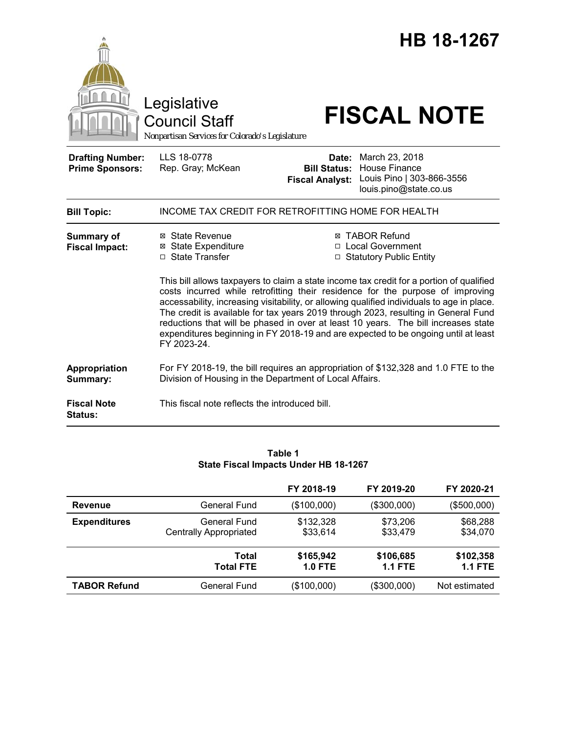# HB 18-1267

Legislative Council Staff

*Nonpartisan Services for Colorado's Legislature*

# FISCAL NOTE

| | | | |
|---|---|---|---|
| **Drafting Number:** | LLS 18-0778 | **Date:** | March 23, 2018 |
| **Prime Sponsors:** | Rep. Gray; McKean | **Bill Status:** | House Finance |
| | | **Fiscal Analyst:** | Louis Pino \| 303-866-3556 louis.pino@state.co.us |

**Bill Topic:** INCOME TAX CREDIT FOR RETROFITTING HOME FOR HEALTH

**Summary of Fiscal Impact:**

- ☒ State Revenue
- ☒ State Expenditure
- ☐ State Transfer
- ☒ TABOR Refund
- ☐ Local Government
- ☐ Statutory Public Entity

This bill allows taxpayers to claim a state income tax credit for a portion of qualified costs incurred while retrofitting their residence for the purpose of improving accessability, increasing visitability, or allowing qualified individuals to age in place. The credit is available for tax years 2019 through 2023, resulting in General Fund reductions that will be phased in over at least 10 years. The bill increases state expenditures beginning in FY 2018-19 and are expected to be ongoing until at least FY 2023-24.

**Appropriation Summary:** For FY 2018-19, the bill requires an appropriation of $132,328 and 1.0 FTE to the Division of Housing in the Department of Local Affairs.

**Fiscal Note Status:** This fiscal note reflects the introduced bill.

**Table 1**
**State Fiscal Impacts Under HB 18-1267**

| | | FY 2018-19 | FY 2019-20 | FY 2020-21 |
|---|---|---|---|---|
| **Revenue** | General Fund | ($100,000) | ($300,000) | ($500,000) |
| **Expenditures** | General Fund<br>Centrally Appropriated | $132,328<br>$33,614 | $73,206<br>$33,479 | $68,288<br>$34,070 |
| | **Total**<br>**Total FTE** | **$165,942**<br>**1.0 FTE** | **$106,685**<br>**1.1 FTE** | **$102,358**<br>**1.1 FTE** |
| **TABOR Refund** | General Fund | ($100,000) | ($300,000) | Not estimated |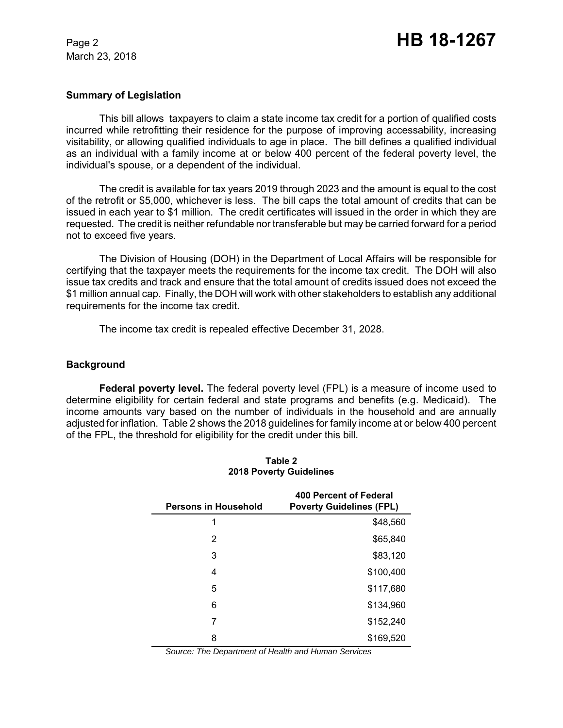## Summary of Legislation

This bill allows taxpayers to claim a state income tax credit for a portion of qualified costs incurred while retrofitting their residence for the purpose of improving accessability, increasing visitability, or allowing qualified individuals to age in place. The bill defines a qualified individual as an individual with a family income at or below 400 percent of the federal poverty level, the individual's spouse, or a dependent of the individual.

The credit is available for tax years 2019 through 2023 and the amount is equal to the cost of the retrofit or $5,000, whichever is less. The bill caps the total amount of credits that can be issued in each year to $1 million. The credit certificates will issued in the order in which they are requested. The credit is neither refundable nor transferable but may be carried forward for a period not to exceed five years.

The Division of Housing (DOH) in the Department of Local Affairs will be responsible for certifying that the taxpayer meets the requirements for the income tax credit. The DOH will also issue tax credits and track and ensure that the total amount of credits issued does not exceed the $1 million annual cap. Finally, the DOH will work with other stakeholders to establish any additional requirements for the income tax credit.

The income tax credit is repealed effective December 31, 2028.

## Background

**Federal poverty level.** The federal poverty level (FPL) is a measure of income used to determine eligibility for certain federal and state programs and benefits (e.g. Medicaid). The income amounts vary based on the number of individuals in the household and are annually adjusted for inflation. Table 2 shows the 2018 guidelines for family income at or below 400 percent of the FPL, the threshold for eligibility for the credit under this bill.

**Table 2**
**2018 Poverty Guidelines**

| Persons in Household | 400 Percent of Federal Poverty Guidelines (FPL) |
|---|---|
| 1 | $48,560 |
| 2 | $65,840 |
| 3 | $83,120 |
| 4 | $100,400 |
| 5 | $117,680 |
| 6 | $134,960 |
| 7 | $152,240 |
| 8 | $169,520 |

*Source: The Department of Health and Human Services*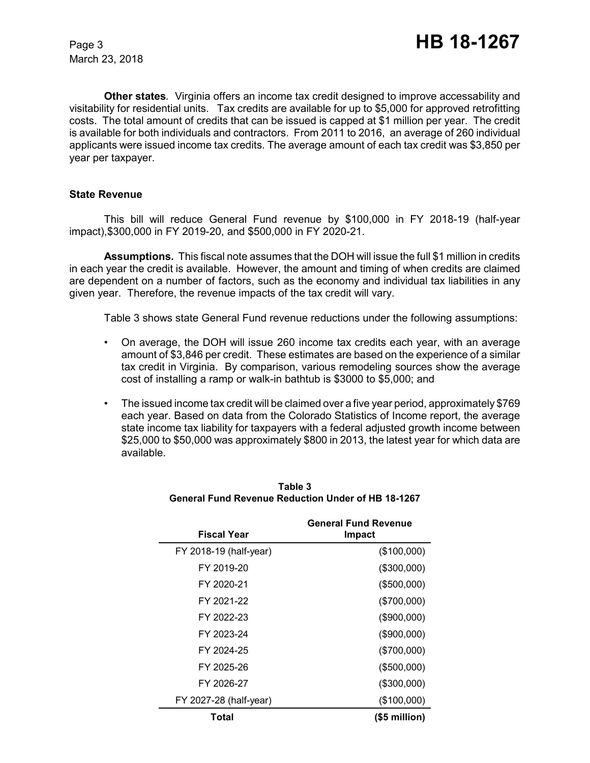**Other states**. Virginia offers an income tax credit designed to improve accessability and visitability for residential units. Tax credits are available for up to $5,000 for approved retrofitting costs. The total amount of credits that can be issued is capped at $1 million per year. The credit is available for both individuals and contractors. From 2011 to 2016, an average of 260 individual applicants were issued income tax credits. The average amount of each tax credit was $3,850 per year per taxpayer.

### State Revenue

This bill will reduce General Fund revenue by $100,000 in FY 2018-19 (half-year impact),$300,000 in FY 2019-20, and $500,000 in FY 2020-21.

**Assumptions.** This fiscal note assumes that the DOH will issue the full $1 million in credits in each year the credit is available. However, the amount and timing of when credits are claimed are dependent on a number of factors, such as the economy and individual tax liabilities in any given year. Therefore, the revenue impacts of the tax credit will vary.

Table 3 shows state General Fund revenue reductions under the following assumptions:

- On average, the DOH will issue 260 income tax credits each year, with an average amount of $3,846 per credit. These estimates are based on the experience of a similar tax credit in Virginia. By comparison, various remodeling sources show the average cost of installing a ramp or walk-in bathtub is $3000 to $5,000; and
- The issued income tax credit will be claimed over a five year period, approximately $769 each year. Based on data from the Colorado Statistics of Income report, the average state income tax liability for taxpayers with a federal adjusted growth income between $25,000 to $50,000 was approximately $800 in 2013, the latest year for which data are available.

**Table 3**
**General Fund Revenue Reduction Under of HB 18-1267**

| Fiscal Year | General Fund Revenue Impact |
|---|---|
| FY 2018-19 (half-year) | ($100,000) |
| FY 2019-20 | ($300,000) |
| FY 2020-21 | ($500,000) |
| FY 2021-22 | ($700,000) |
| FY 2022-23 | ($900,000) |
| FY 2023-24 | ($900,000) |
| FY 2024-25 | ($700,000) |
| FY 2025-26 | ($500,000) |
| FY 2026-27 | ($300,000) |
| FY 2027-28 (half-year) | ($100,000) |
| **Total** | **($5 million)** |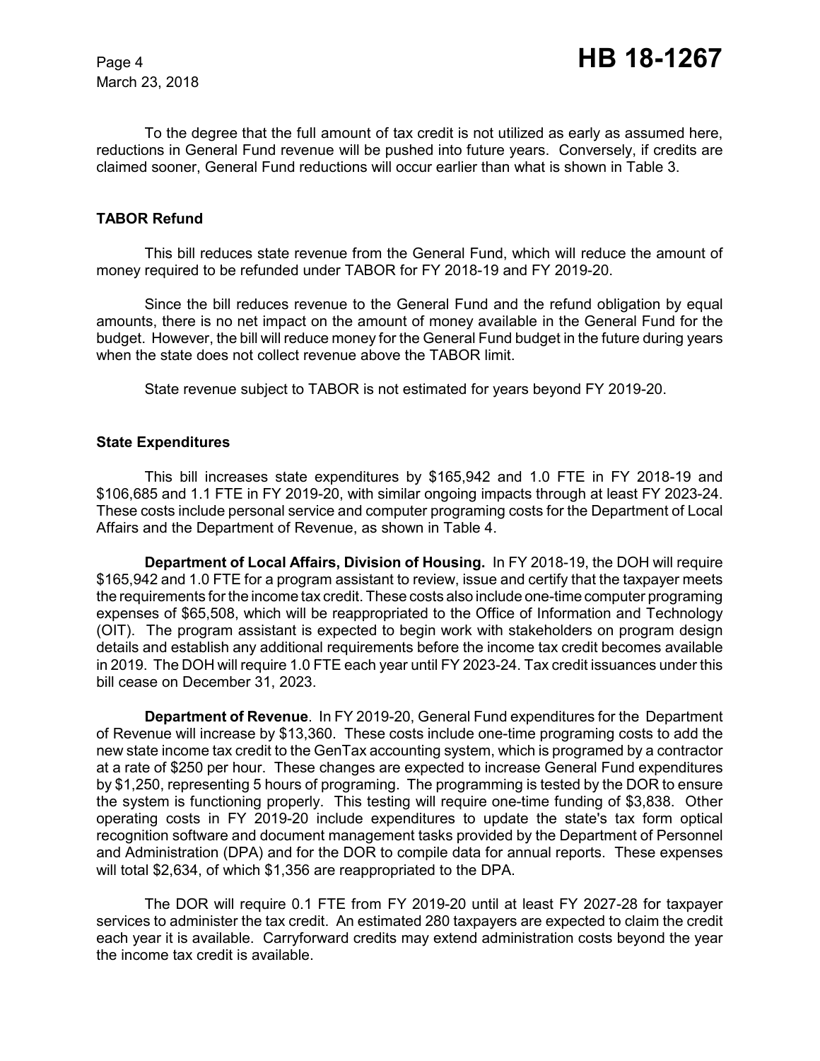To the degree that the full amount of tax credit is not utilized as early as assumed here, reductions in General Fund revenue will be pushed into future years. Conversely, if credits are claimed sooner, General Fund reductions will occur earlier than what is shown in Table 3.

**TABOR Refund**

This bill reduces state revenue from the General Fund, which will reduce the amount of money required to be refunded under TABOR for FY 2018-19 and FY 2019-20.

Since the bill reduces revenue to the General Fund and the refund obligation by equal amounts, there is no net impact on the amount of money available in the General Fund for the budget. However, the bill will reduce money for the General Fund budget in the future during years when the state does not collect revenue above the TABOR limit.

State revenue subject to TABOR is not estimated for years beyond FY 2019-20.

**State Expenditures**

This bill increases state expenditures by $165,942 and 1.0 FTE in FY 2018-19 and $106,685 and 1.1 FTE in FY 2019-20, with similar ongoing impacts through at least FY 2023-24. These costs include personal service and computer programing costs for the Department of Local Affairs and the Department of Revenue, as shown in Table 4.

**Department of Local Affairs, Division of Housing.** In FY 2018-19, the DOH will require $165,942 and 1.0 FTE for a program assistant to review, issue and certify that the taxpayer meets the requirements for the income tax credit. These costs also include one-time computer programing expenses of $65,508, which will be reappropriated to the Office of Information and Technology (OIT). The program assistant is expected to begin work with stakeholders on program design details and establish any additional requirements before the income tax credit becomes available in 2019. The DOH will require 1.0 FTE each year until FY 2023-24. Tax credit issuances under this bill cease on December 31, 2023.

**Department of Revenue**. In FY 2019-20, General Fund expenditures for the Department of Revenue will increase by $13,360. These costs include one-time programing costs to add the new state income tax credit to the GenTax accounting system, which is programed by a contractor at a rate of $250 per hour. These changes are expected to increase General Fund expenditures by $1,250, representing 5 hours of programing. The programming is tested by the DOR to ensure the system is functioning properly. This testing will require one-time funding of $3,838. Other operating costs in FY 2019-20 include expenditures to update the state's tax form optical recognition software and document management tasks provided by the Department of Personnel and Administration (DPA) and for the DOR to compile data for annual reports. These expenses will total $2,634, of which $1,356 are reappropriated to the DPA.

The DOR will require 0.1 FTE from FY 2019-20 until at least FY 2027-28 for taxpayer services to administer the tax credit. An estimated 280 taxpayers are expected to claim the credit each year it is available. Carryforward credits may extend administration costs beyond the year the income tax credit is available.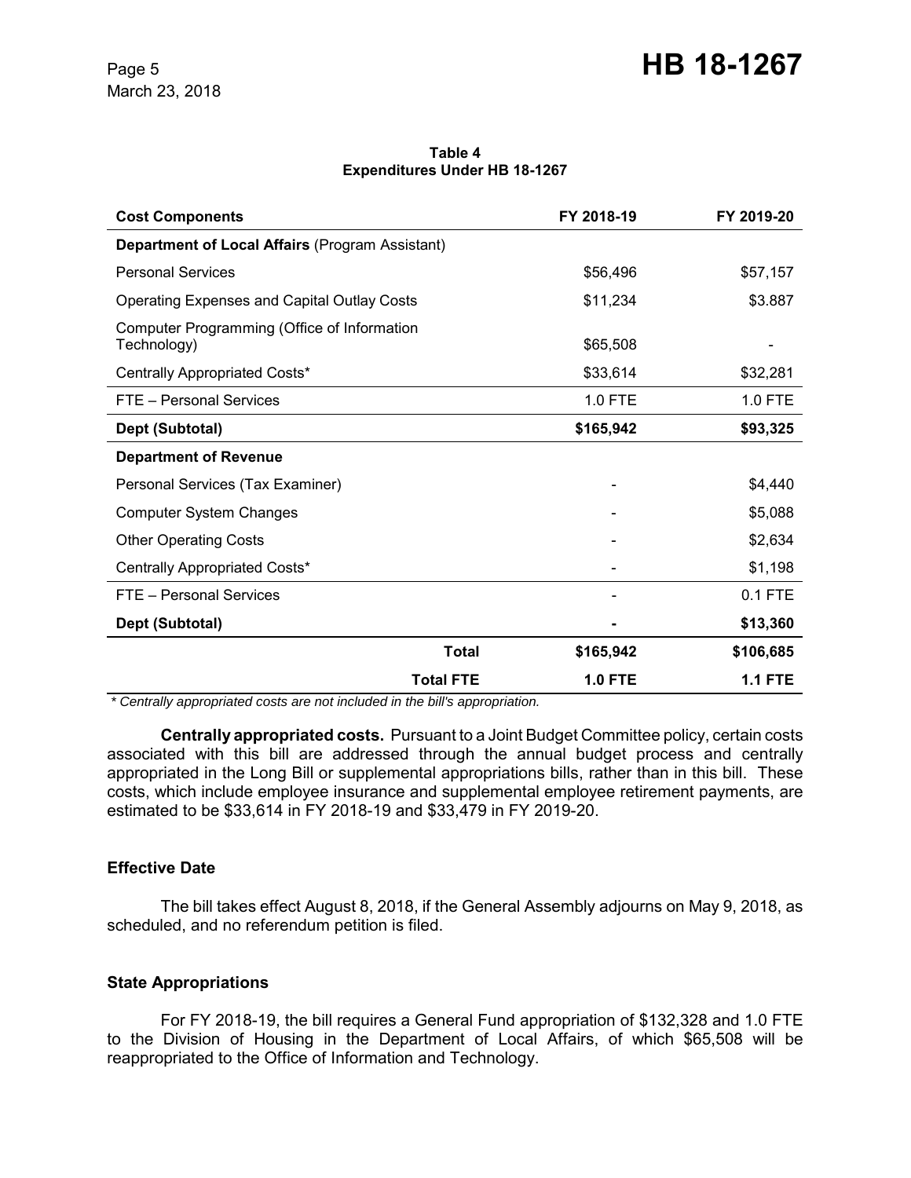**Table 4**
**Expenditures Under HB 18-1267**

| Cost Components | FY 2018-19 | FY 2019-20 |
|---|---|---|
| **Department of Local Affairs** (Program Assistant) | | |
| Personal Services | $56,496 | $57,157 |
| Operating Expenses and Capital Outlay Costs | $11,234 | $3.887 |
| Computer Programming (Office of Information Technology) | $65,508 | - |
| Centrally Appropriated Costs* | $33,614 | $32,281 |
| FTE – Personal Services | 1.0 FTE | 1.0 FTE |
| **Dept (Subtotal)** | **$165,942** | **$93,325** |
| **Department of Revenue** | | |
| Personal Services (Tax Examiner) | - | $4,440 |
| Computer System Changes | - | $5,088 |
| Other Operating Costs | - | $2,634 |
| Centrally Appropriated Costs* | - | $1,198 |
| FTE – Personal Services | - | 0.1 FTE |
| **Dept (Subtotal)** | **-** | **$13,360** |
| **Total** | **$165,942** | **$106,685** |
| **Total FTE** | **1.0 FTE** | **1.1 FTE** |

*\* Centrally appropriated costs are not included in the bill's appropriation.*

**Centrally appropriated costs.** Pursuant to a Joint Budget Committee policy, certain costs associated with this bill are addressed through the annual budget process and centrally appropriated in the Long Bill or supplemental appropriations bills, rather than in this bill. These costs, which include employee insurance and supplemental employee retirement payments, are estimated to be $33,614 in FY 2018-19 and $33,479 in FY 2019-20.

## Effective Date

The bill takes effect August 8, 2018, if the General Assembly adjourns on May 9, 2018, as scheduled, and no referendum petition is filed.

## State Appropriations

For FY 2018-19, the bill requires a General Fund appropriation of $132,328 and 1.0 FTE to the Division of Housing in the Department of Local Affairs, of which $65,508 will be reappropriated to the Office of Information and Technology.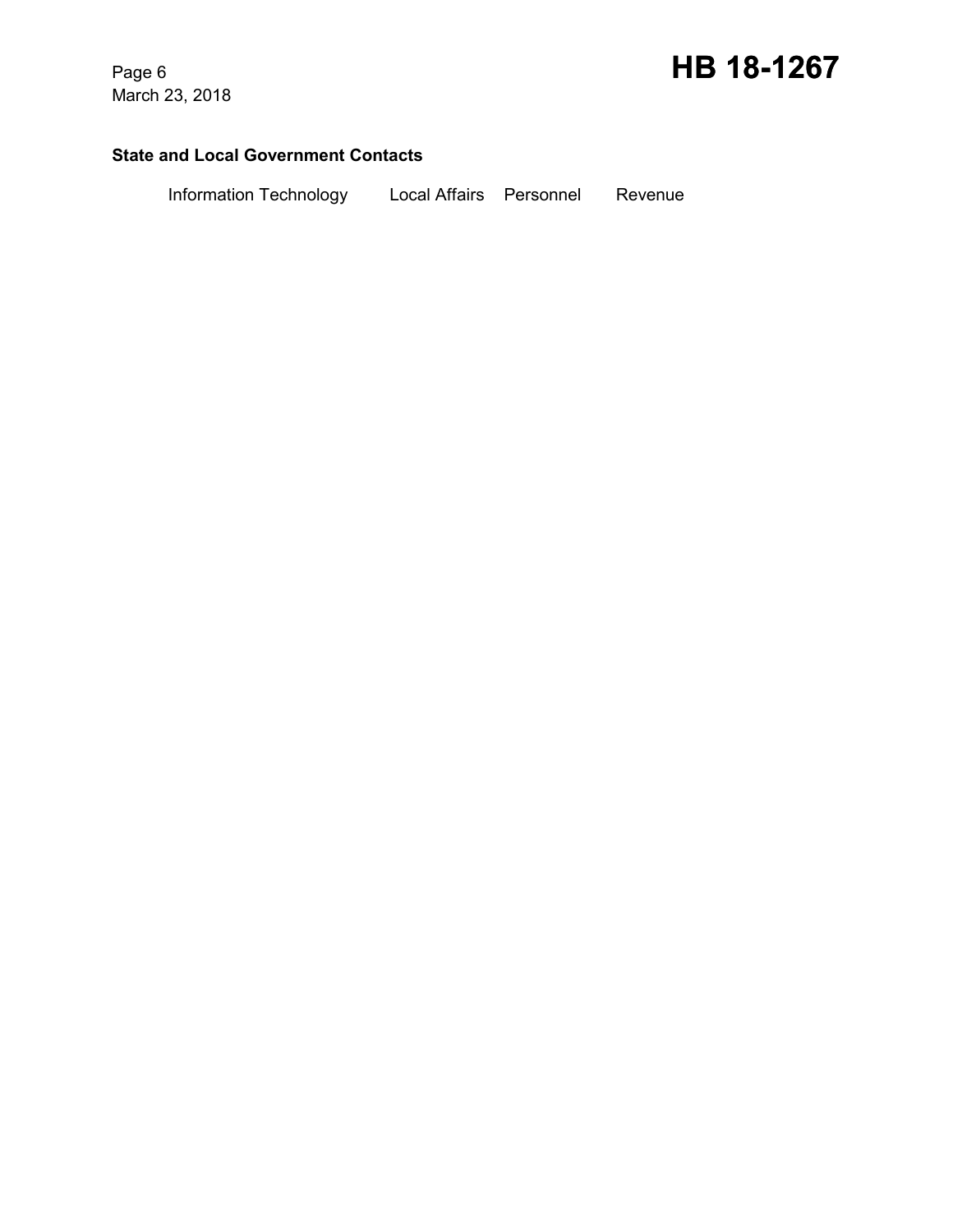**State and Local Government Contacts**

Information Technology Local Affairs Personnel Revenue